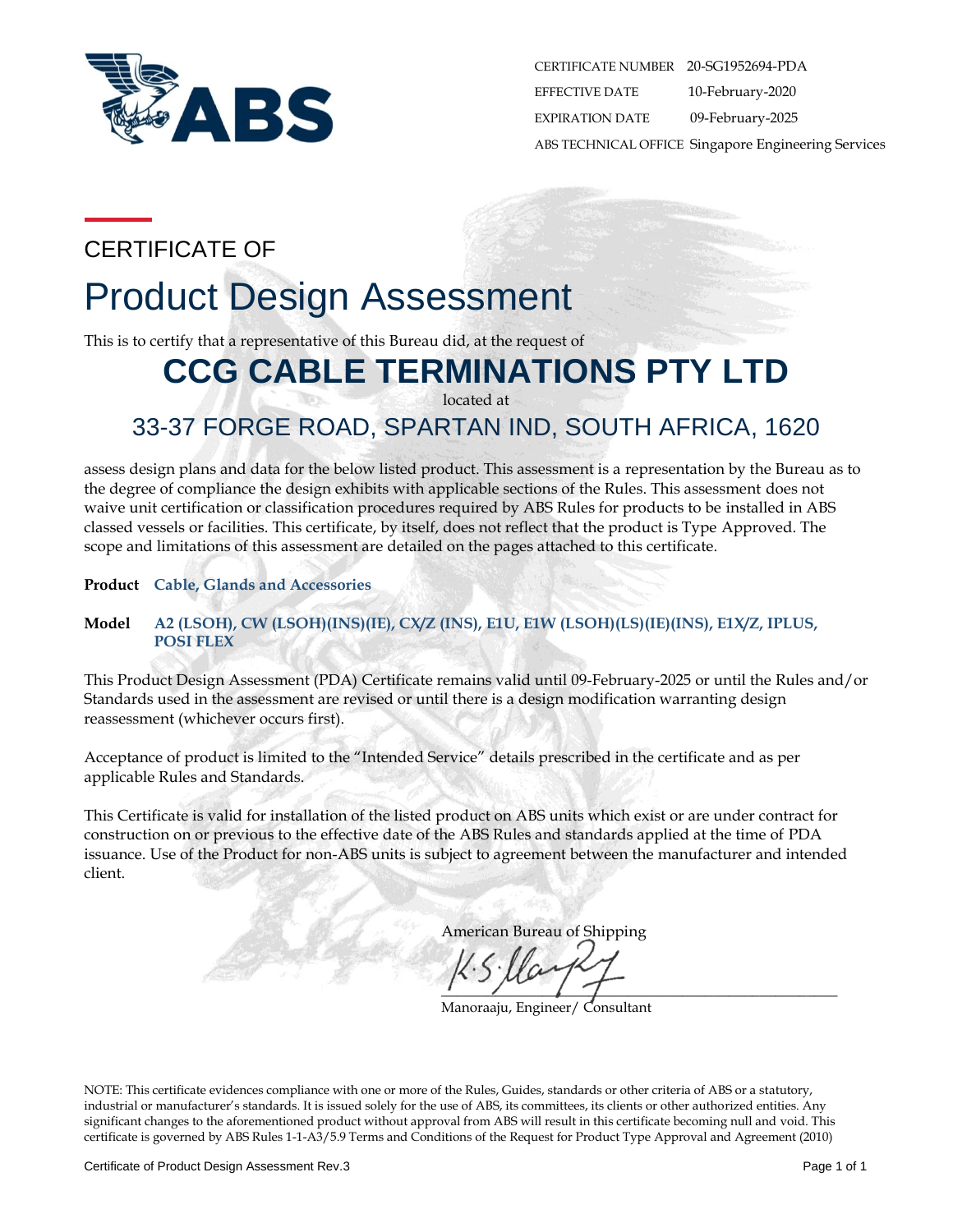| | |
|---|---|
| CERTIFICATE NUMBER | 20-SG1952694-PDA |
| EFFECTIVE DATE | 10-February-2020 |
| EXPIRATION DATE | 09-February-2025 |
| ABS TECHNICAL OFFICE | Singapore Engineering Services |

CERTIFICATE OF

# Product Design Assessment

This is to certify that a representative of this Bureau did, at the request of

## CCG CABLE TERMINATIONS PTY LTD

located at

### 33-37 FORGE ROAD, SPARTAN IND, SOUTH AFRICA, 1620

assess design plans and data for the below listed product. This assessment is a representation by the Bureau as to the degree of compliance the design exhibits with applicable sections of the Rules. This assessment does not waive unit certification or classification procedures required by ABS Rules for products to be installed in ABS classed vessels or facilities. This certificate, by itself, does not reflect that the product is Type Approved. The scope and limitations of this assessment are detailed on the pages attached to this certificate.

**Product** **Cable, Glands and Accessories**

**Model** **A2 (LSOH), CW (LSOH)(INS)(IE), CX/Z (INS), E1U, E1W (LSOH)(LS)(IE)(INS), E1X/Z, IPLUS, POSI FLEX**

This Product Design Assessment (PDA) Certificate remains valid until 09-February-2025 or until the Rules and/or Standards used in the assessment are revised or until there is a design modification warranting design reassessment (whichever occurs first).

Acceptance of product is limited to the "Intended Service" details prescribed in the certificate and as per applicable Rules and Standards.

This Certificate is valid for installation of the listed product on ABS units which exist or are under contract for construction on or previous to the effective date of the ABS Rules and standards applied at the time of PDA issuance. Use of the Product for non-ABS units is subject to agreement between the manufacturer and intended client.

American Bureau of Shipping

Manoraaju, Engineer/ Consultant

NOTE: This certificate evidences compliance with one or more of the Rules, Guides, standards or other criteria of ABS or a statutory, industrial or manufacturer's standards. It is issued solely for the use of ABS, its committees, its clients or other authorized entities. Any significant changes to the aforementioned product without approval from ABS will result in this certificate becoming null and void. This certificate is governed by ABS Rules 1-1-A3/5.9 Terms and Conditions of the Request for Product Type Approval and Agreement (2010)

Certificate of Product Design Assessment Rev.3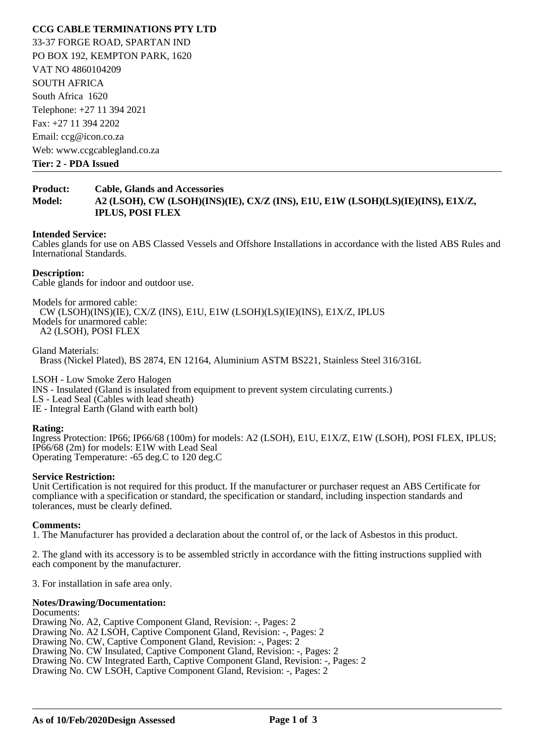**CCG CABLE TERMINATIONS PTY LTD**
33-37 FORGE ROAD, SPARTAN IND
PO BOX 192, KEMPTON PARK, 1620
VAT NO 4860104209
SOUTH AFRICA
South Africa 1620
Telephone: +27 11 394 2021
Fax: +27 11 394 2202
Email: ccg@icon.co.za
Web: www.ccgcablegland.co.za
**Tier: 2 - PDA Issued**

---

**Product:** **Cable, Glands and Accessories**
**Model:** **A2 (LSOH), CW (LSOH)(INS)(IE), CX/Z (INS), E1U, E1W (LSOH)(LS)(IE)(INS), E1X/Z, IPLUS, POSI FLEX**

**Intended Service:**
Cables glands for use on ABS Classed Vessels and Offshore Installations in accordance with the listed ABS Rules and International Standards.

**Description:**
Cable glands for indoor and outdoor use.

Models for armored cable:
CW (LSOH)(INS)(IE), CX/Z (INS), E1U, E1W (LSOH)(LS)(IE)(INS), E1X/Z, IPLUS
Models for unarmored cable:
A2 (LSOH), POSI FLEX

Gland Materials:
Brass (Nickel Plated), BS 2874, EN 12164, Aluminium ASTM BS221, Stainless Steel 316/316L

LSOH - Low Smoke Zero Halogen
INS - Insulated (Gland is insulated from equipment to prevent system circulating currents.)
LS - Lead Seal (Cables with lead sheath)
IE - Integral Earth (Gland with earth bolt)

**Rating:**
Ingress Protection: IP66; IP66/68 (100m) for models: A2 (LSOH), E1U, E1X/Z, E1W (LSOH), POSI FLEX, IPLUS; IP66/68 (2m) for models: E1W with Lead Seal
Operating Temperature: -65 deg.C to 120 deg.C

**Service Restriction:**
Unit Certification is not required for this product. If the manufacturer or purchaser request an ABS Certificate for compliance with a specification or standard, the specification or standard, including inspection standards and tolerances, must be clearly defined.

**Comments:**
1. The Manufacturer has provided a declaration about the control of, or the lack of Asbestos in this product.

2. The gland with its accessory is to be assembled strictly in accordance with the fitting instructions supplied with each component by the manufacturer.

3. For installation in safe area only.

**Notes/Drawing/Documentation:**
Documents:
Drawing No. A2, Captive Component Gland, Revision: -, Pages: 2
Drawing No. A2 LSOH, Captive Component Gland, Revision: -, Pages: 2
Drawing No. CW, Captive Component Gland, Revision: -, Pages: 2
Drawing No. CW Insulated, Captive Component Gland, Revision: -, Pages: 2
Drawing No. CW Integrated Earth, Captive Component Gland, Revision: -, Pages: 2
Drawing No. CW LSOH, Captive Component Gland, Revision: -, Pages: 2

---

**As of 10/Feb/2020Design Assessed**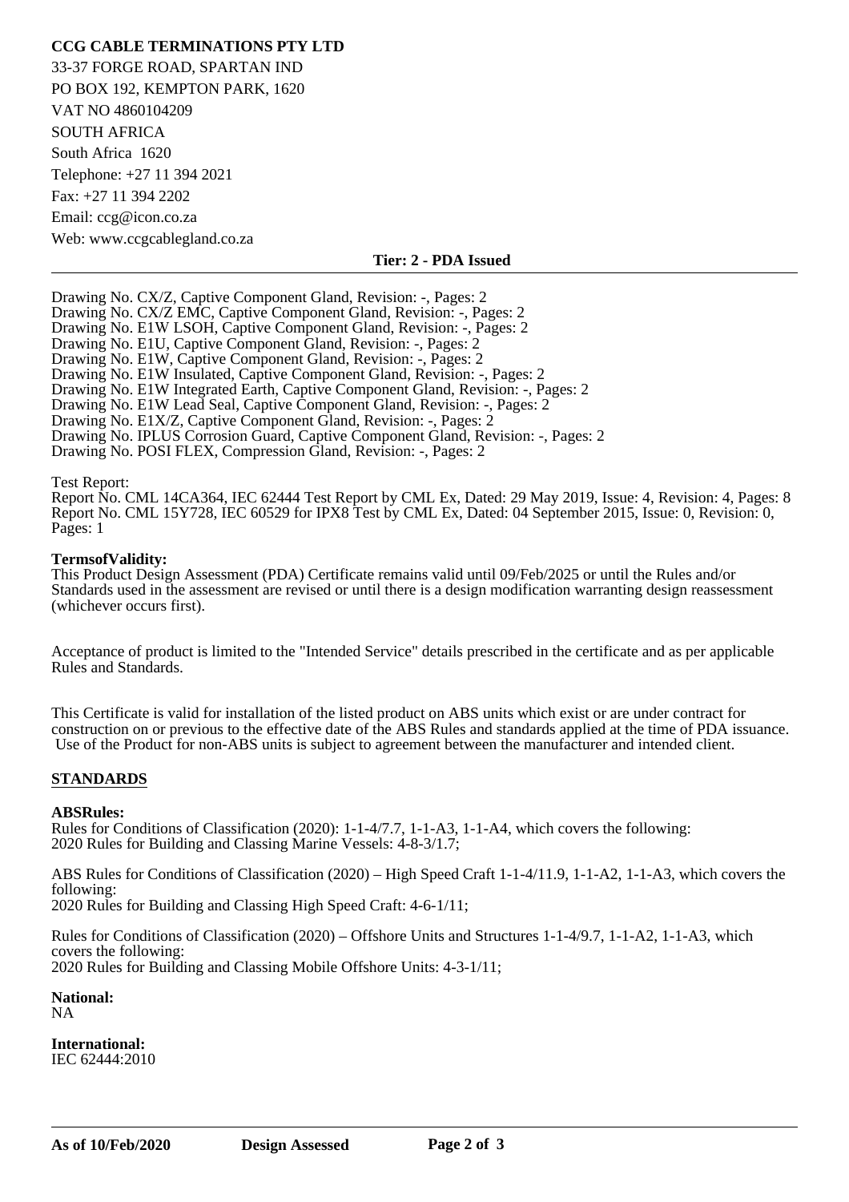**CCG CABLE TERMINATIONS PTY LTD**

33-37 FORGE ROAD, SPARTAN IND

PO BOX 192, KEMPTON PARK, 1620

VAT NO 4860104209

SOUTH AFRICA

South Africa 1620

Telephone: +27 11 394 2021

Fax: +27 11 394 2202

Email: ccg@icon.co.za

Web: www.ccgcablegland.co.za

**Tier: 2 - PDA Issued**

---

Drawing No. CX/Z, Captive Component Gland, Revision: -, Pages: 2
Drawing No. CX/Z EMC, Captive Component Gland, Revision: -, Pages: 2
Drawing No. E1W LSOH, Captive Component Gland, Revision: -, Pages: 2
Drawing No. E1U, Captive Component Gland, Revision: -, Pages: 2
Drawing No. E1W, Captive Component Gland, Revision: -, Pages: 2
Drawing No. E1W Insulated, Captive Component Gland, Revision: -, Pages: 2
Drawing No. E1W Integrated Earth, Captive Component Gland, Revision: -, Pages: 2
Drawing No. E1W Lead Seal, Captive Component Gland, Revision: -, Pages: 2
Drawing No. E1X/Z, Captive Component Gland, Revision: -, Pages: 2
Drawing No. IPLUS Corrosion Guard, Captive Component Gland, Revision: -, Pages: 2
Drawing No. POSI FLEX, Compression Gland, Revision: -, Pages: 2

Test Report:
Report No. CML 14CA364, IEC 62444 Test Report by CML Ex, Dated: 29 May 2019, Issue: 4, Revision: 4, Pages: 8
Report No. CML 15Y728, IEC 60529 for IPX8 Test by CML Ex, Dated: 04 September 2015, Issue: 0, Revision: 0, Pages: 1

**TermsofValidity:**
This Product Design Assessment (PDA) Certificate remains valid until 09/Feb/2025 or until the Rules and/or Standards used in the assessment are revised or until there is a design modification warranting design reassessment (whichever occurs first).

Acceptance of product is limited to the "Intended Service" details prescribed in the certificate and as per applicable Rules and Standards.

This Certificate is valid for installation of the listed product on ABS units which exist or are under contract for construction on or previous to the effective date of the ABS Rules and standards applied at the time of PDA issuance. Use of the Product for non-ABS units is subject to agreement between the manufacturer and intended client.

## STANDARDS

**ABSRules:**
Rules for Conditions of Classification (2020): 1-1-4/7.7, 1-1-A3, 1-1-A4, which covers the following:
2020 Rules for Building and Classing Marine Vessels: 4-8-3/1.7;

ABS Rules for Conditions of Classification (2020) – High Speed Craft 1-1-4/11.9, 1-1-A2, 1-1-A3, which covers the following:
2020 Rules for Building and Classing High Speed Craft: 4-6-1/11;

Rules for Conditions of Classification (2020) – Offshore Units and Structures 1-1-4/9.7, 1-1-A2, 1-1-A3, which covers the following:
2020 Rules for Building and Classing Mobile Offshore Units: 4-3-1/11;

**National:**
NA

**International:**
IEC 62444:2010

**As of 10/Feb/2020** **Design Assessed**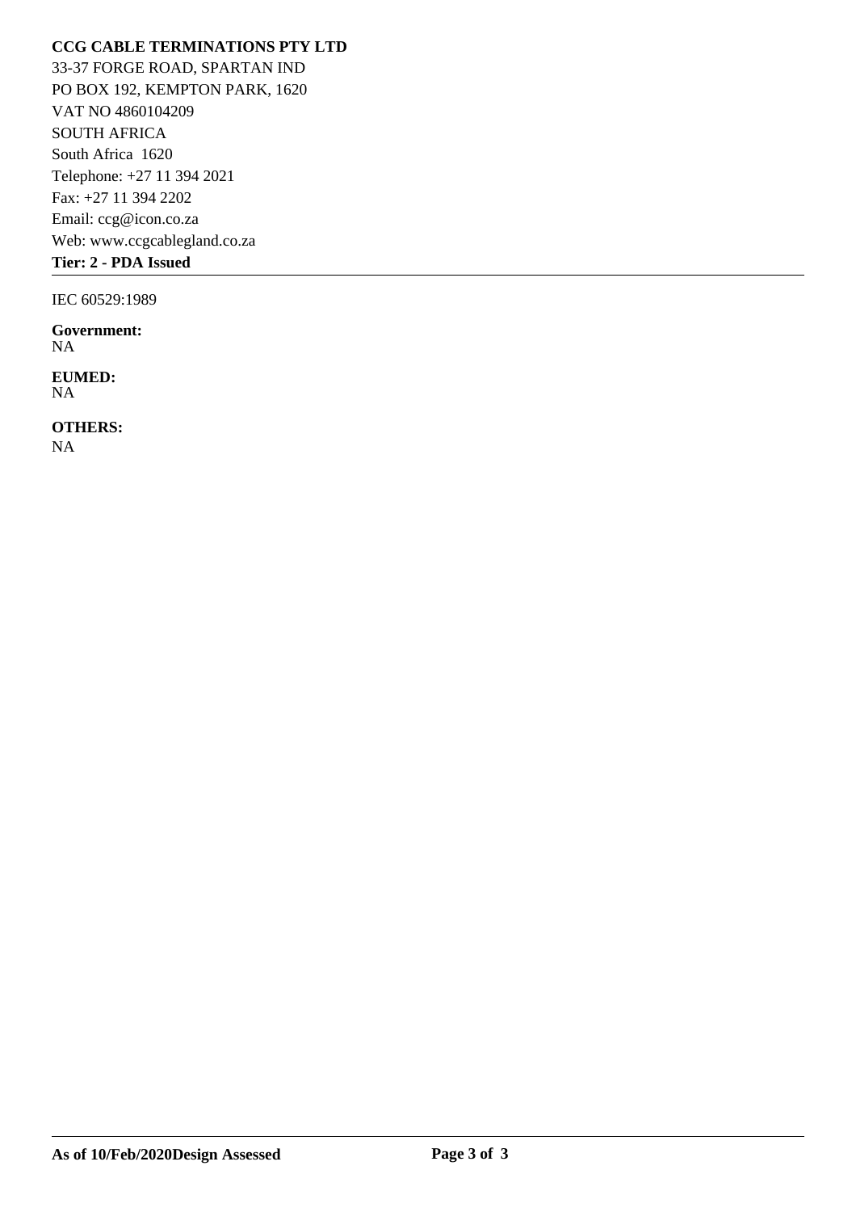**CCG CABLE TERMINATIONS PTY LTD**
33-37 FORGE ROAD, SPARTAN IND
PO BOX 192, KEMPTON PARK, 1620
VAT NO 4860104209
SOUTH AFRICA
South Africa 1620
Telephone: +27 11 394 2021
Fax: +27 11 394 2202
Email: ccg@icon.co.za
Web: www.ccgcablegland.co.za
**Tier: 2 - PDA Issued**

---

IEC 60529:1989

**Government:**
NA

**EUMED:**
NA

**OTHERS:**
NA

**As of 10/Feb/2020Design Assessed**